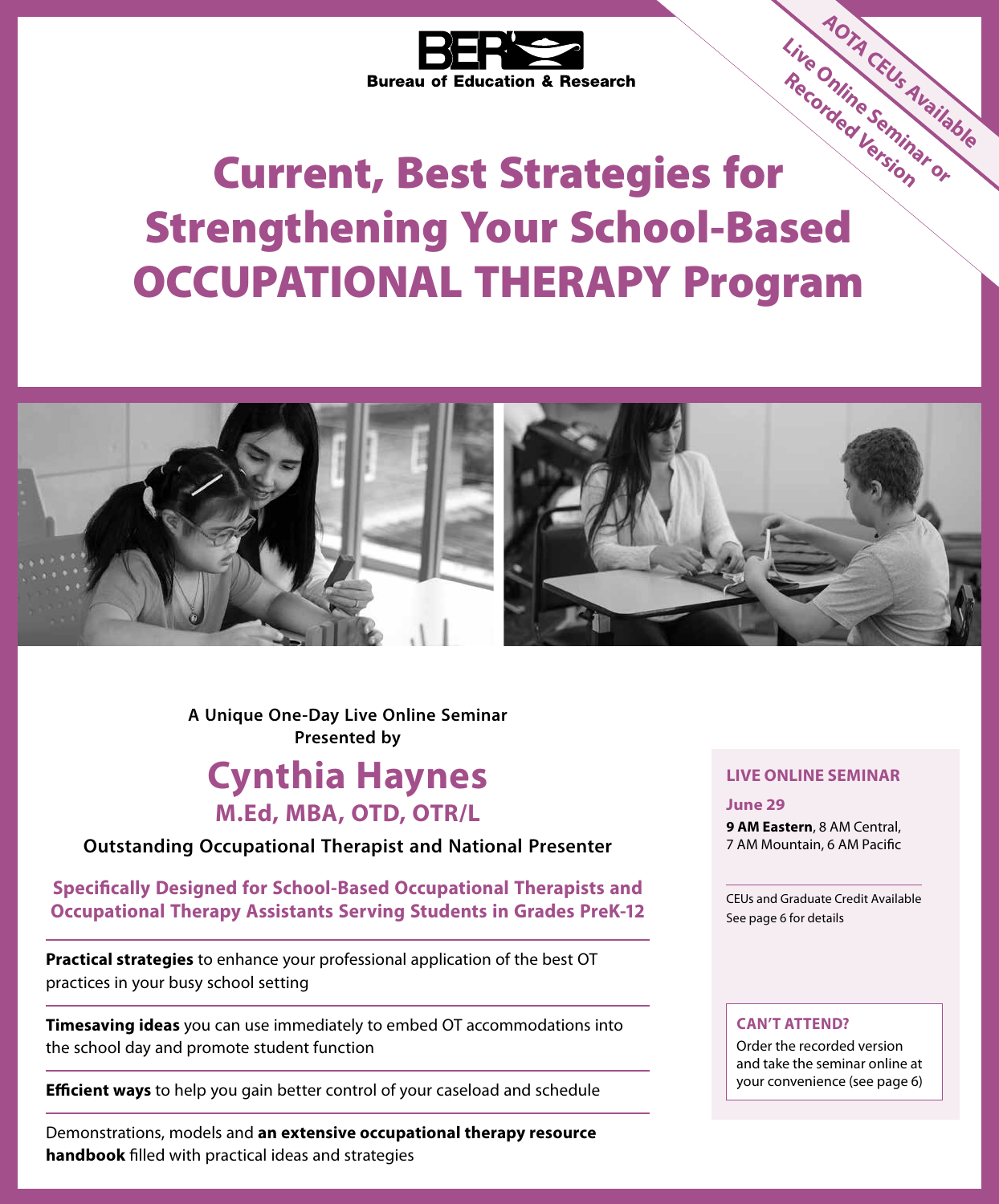BER Bureau of Education & Research

AOTA CEUs Available
Live Online Seminar or Recorded Version

# Current, Best Strategies for Strengthening Your School-Based OCCUPATIONAL THERAPY Program

**A Unique One-Day Live Online Seminar Presented by**

## Cynthia Haynes
### M.Ed, MBA, OTD, OTR/L

**Outstanding Occupational Therapist and National Presenter**

**Specifically Designed for School-Based Occupational Therapists and Occupational Therapy Assistants Serving Students in Grades PreK-12**

**Practical strategies** to enhance your professional application of the best OT practices in your busy school setting

**Timesaving ideas** you can use immediately to embed OT accommodations into the school day and promote student function

**Efficient ways** to help you gain better control of your caseload and schedule

Demonstrations, models and **an extensive occupational therapy resource handbook** filled with practical ideas and strategies

**LIVE ONLINE SEMINAR**

**June 29**

**9 AM Eastern**, 8 AM Central, 7 AM Mountain, 6 AM Pacific

CEUs and Graduate Credit Available
See page 6 for details

**CAN'T ATTEND?**

Order the recorded version and take the seminar online at your convenience (see page 6)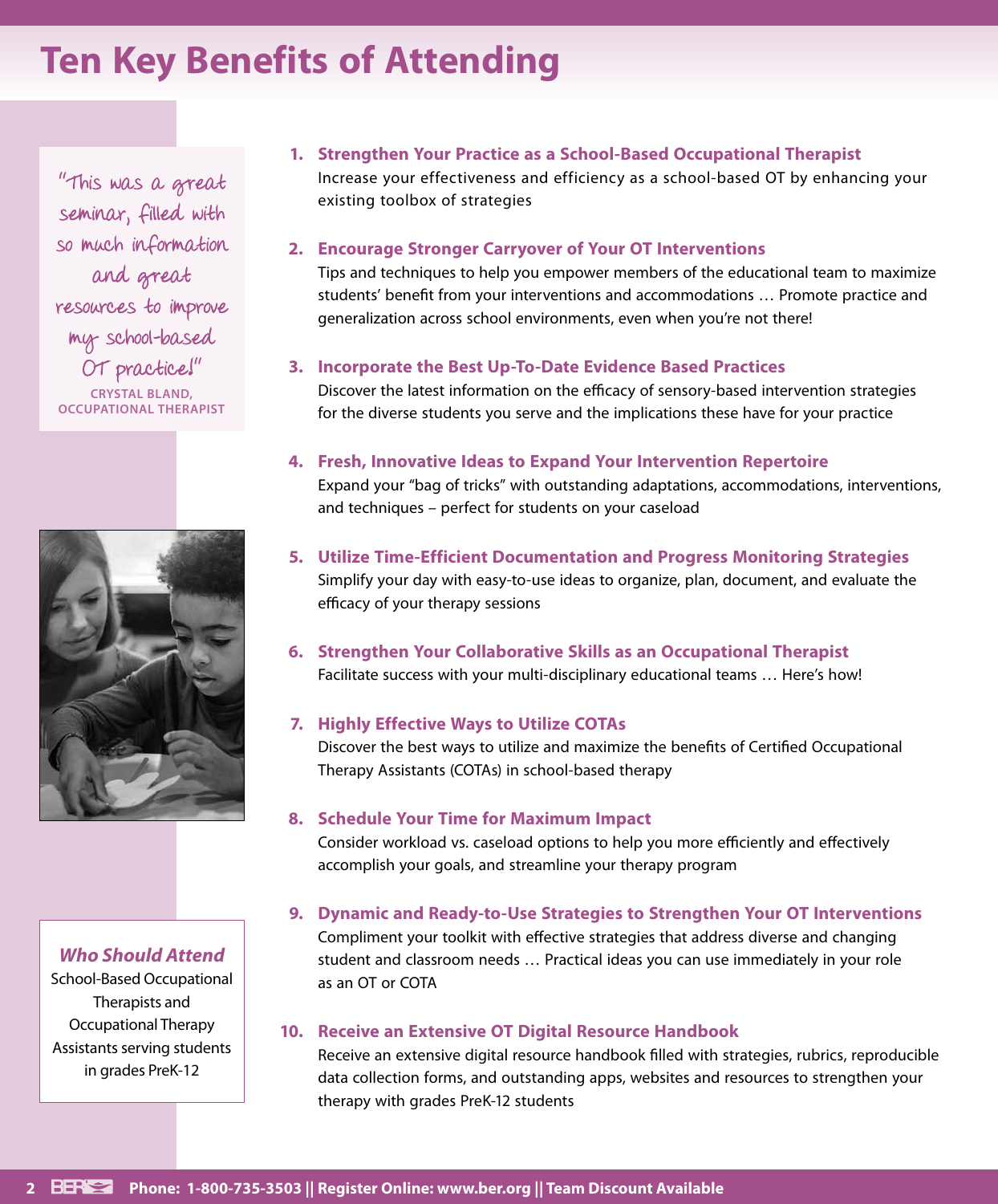# Ten Key Benefits of Attending

"This was a great seminar, filled with so much information and great resources to improve my school-based OT practice!"
CRYSTAL BLAND, OCCUPATIONAL THERAPIST

1. **Strengthen Your Practice as a School-Based Occupational Therapist**
   Increase your effectiveness and efficiency as a school-based OT by enhancing your existing toolbox of strategies

2. **Encourage Stronger Carryover of Your OT Interventions**
   Tips and techniques to help you empower members of the educational team to maximize students' benefit from your interventions and accommodations … Promote practice and generalization across school environments, even when you're not there!

3. **Incorporate the Best Up-To-Date Evidence Based Practices**
   Discover the latest information on the efficacy of sensory-based intervention strategies for the diverse students you serve and the implications these have for your practice

4. **Fresh, Innovative Ideas to Expand Your Intervention Repertoire**
   Expand your "bag of tricks" with outstanding adaptations, accommodations, interventions, and techniques – perfect for students on your caseload

5. **Utilize Time-Efficient Documentation and Progress Monitoring Strategies**
   Simplify your day with easy-to-use ideas to organize, plan, document, and evaluate the efficacy of your therapy sessions

6. **Strengthen Your Collaborative Skills as an Occupational Therapist**
   Facilitate success with your multi-disciplinary educational teams … Here's how!

7. **Highly Effective Ways to Utilize COTAs**
   Discover the best ways to utilize and maximize the benefits of Certified Occupational Therapy Assistants (COTAs) in school-based therapy

8. **Schedule Your Time for Maximum Impact**
   Consider workload vs. caseload options to help you more efficiently and effectively accomplish your goals, and streamline your therapy program

9. **Dynamic and Ready-to-Use Strategies to Strengthen Your OT Interventions**
   Compliment your toolkit with effective strategies that address diverse and changing student and classroom needs … Practical ideas you can use immediately in your role as an OT or COTA

10. **Receive an Extensive OT Digital Resource Handbook**
    Receive an extensive digital resource handbook filled with strategies, rubrics, reproducible data collection forms, and outstanding apps, websites and resources to strengthen your therapy with grades PreK-12 students

***Who Should Attend***

School-Based Occupational Therapists and Occupational Therapy Assistants serving students in grades PreK-12

**Phone: 1-800-735-3503 || Register Online: www.ber.org || Team Discount Available**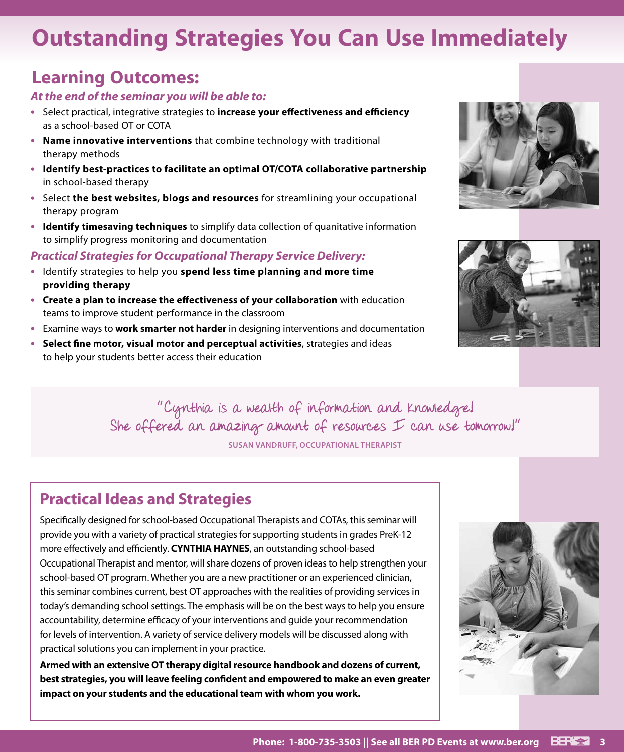# Outstanding Strategies You Can Use Immediately

## Learning Outcomes:

***At the end of the seminar you will be able to:***

- Select practical, integrative strategies to **increase your effectiveness and efficiency** as a school-based OT or COTA
- **Name innovative interventions** that combine technology with traditional therapy methods
- **Identify best-practices to facilitate an optimal OT/COTA collaborative partnership** in school-based therapy
- Select **the best websites, blogs and resources** for streamlining your occupational therapy program
- **Identify timesaving techniques** to simplify data collection of quanitative information to simplify progress monitoring and documentation

***Practical Strategies for Occupational Therapy Service Delivery:***

- Identify strategies to help you **spend less time planning and more time providing therapy**
- **Create a plan to increase the effectiveness of your collaboration** with education teams to improve student performance in the classroom
- Examine ways to **work smarter not harder** in designing interventions and documentation
- **Select fine motor, visual motor and perceptual activities**, strategies and ideas to help your students better access their education

"Cynthia is a wealth of information and knowledge! She offered an amazing amount of resources I can use tomorrow!"

**SUSAN VANDRUFF, OCCUPATIONAL THERAPIST**

## Practical Ideas and Strategies

Specifically designed for school-based Occupational Therapists and COTAs, this seminar will provide you with a variety of practical strategies for supporting students in grades PreK-12 more effectively and efficiently. **CYNTHIA HAYNES**, an outstanding school-based Occupational Therapist and mentor, will share dozens of proven ideas to help strengthen your school-based OT program. Whether you are a new practitioner or an experienced clinician, this seminar combines current, best OT approaches with the realities of providing services in today's demanding school settings. The emphasis will be on the best ways to help you ensure accountability, determine efficacy of your interventions and guide your recommendation for levels of intervention. A variety of service delivery models will be discussed along with practical solutions you can implement in your practice.

**Armed with an extensive OT therapy digital resource handbook and dozens of current, best strategies, you will leave feeling confident and empowered to make an even greater impact on your students and the educational team with whom you work.**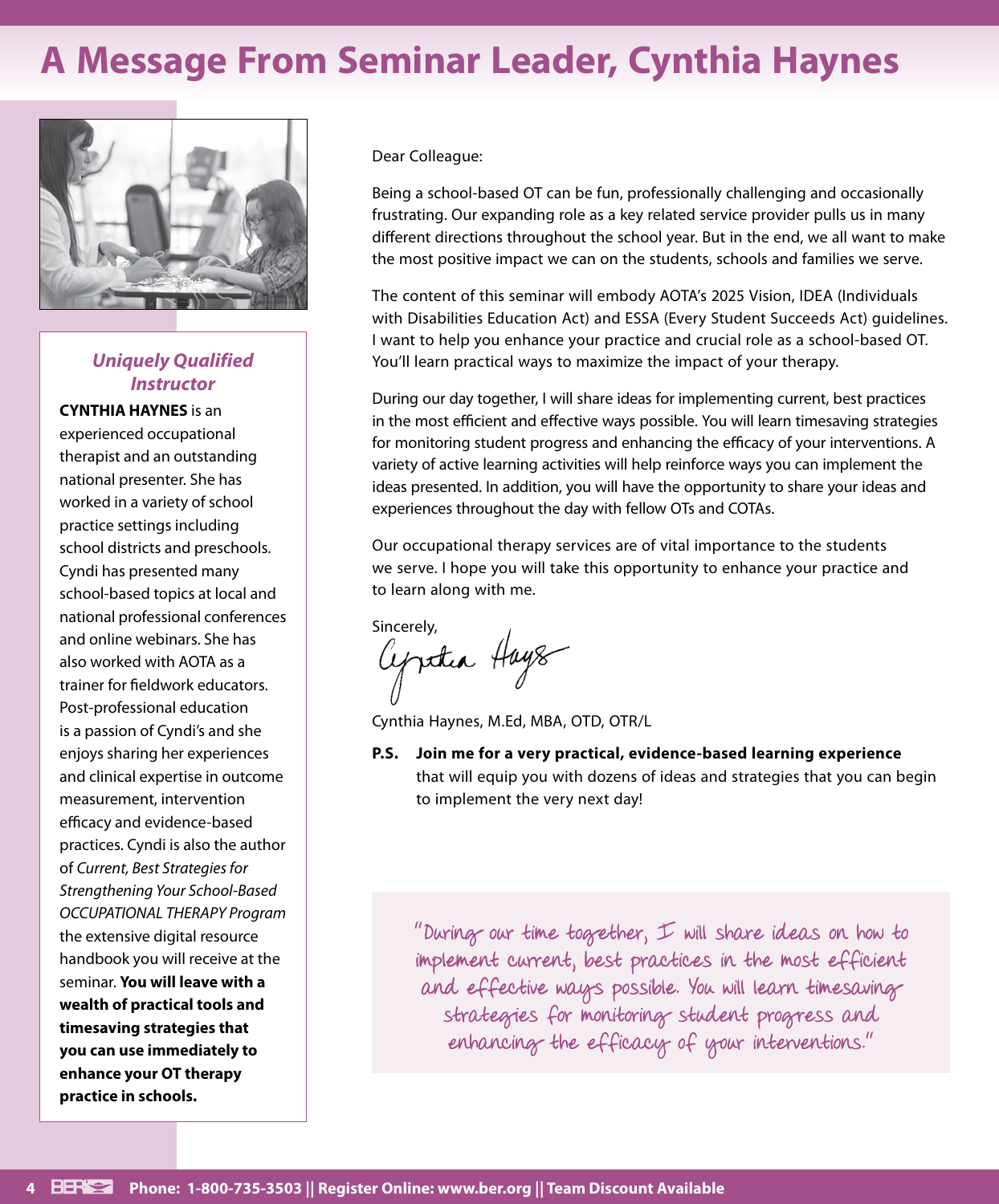# A Message From Seminar Leader, Cynthia Haynes

***Uniquely Qualified Instructor***

**CYNTHIA HAYNES** is an experienced occupational therapist and an outstanding national presenter. She has worked in a variety of school practice settings including school districts and preschools. Cyndi has presented many school-based topics at local and national professional conferences and online webinars. She has also worked with AOTA as a trainer for fieldwork educators. Post-professional education is a passion of Cyndi's and she enjoys sharing her experiences and clinical expertise in outcome measurement, intervention efficacy and evidence-based practices. Cyndi is also the author of *Current, Best Strategies for Strengthening Your School-Based OCCUPATIONAL THERAPY Program* the extensive digital resource handbook you will receive at the seminar. **You will leave with a wealth of practical tools and timesaving strategies that you can use immediately to enhance your OT therapy practice in schools.**

Dear Colleague:

Being a school-based OT can be fun, professionally challenging and occasionally frustrating. Our expanding role as a key related service provider pulls us in many different directions throughout the school year. But in the end, we all want to make the most positive impact we can on the students, schools and families we serve.

The content of this seminar will embody AOTA's 2025 Vision, IDEA (Individuals with Disabilities Education Act) and ESSA (Every Student Succeeds Act) guidelines. I want to help you enhance your practice and crucial role as a school-based OT. You'll learn practical ways to maximize the impact of your therapy.

During our day together, I will share ideas for implementing current, best practices in the most efficient and effective ways possible. You will learn timesaving strategies for monitoring student progress and enhancing the efficacy of your interventions. A variety of active learning activities will help reinforce ways you can implement the ideas presented. In addition, you will have the opportunity to share your ideas and experiences throughout the day with fellow OTs and COTAs.

Our occupational therapy services are of vital importance to the students we serve. I hope you will take this opportunity to enhance your practice and to learn along with me.

Sincerely,

Cynthia Haynes

Cynthia Haynes, M.Ed, MBA, OTD, OTR/L

**P.S. Join me for a very practical, evidence-based learning experience** that will equip you with dozens of ideas and strategies that you can begin to implement the very next day!

"During our time together, I will share ideas on how to implement current, best practices in the most efficient and effective ways possible. You will learn timesaving strategies for monitoring student progress and enhancing the efficacy of your interventions."

**Phone: 1-800-735-3503 || Register Online: www.ber.org || Team Discount Available**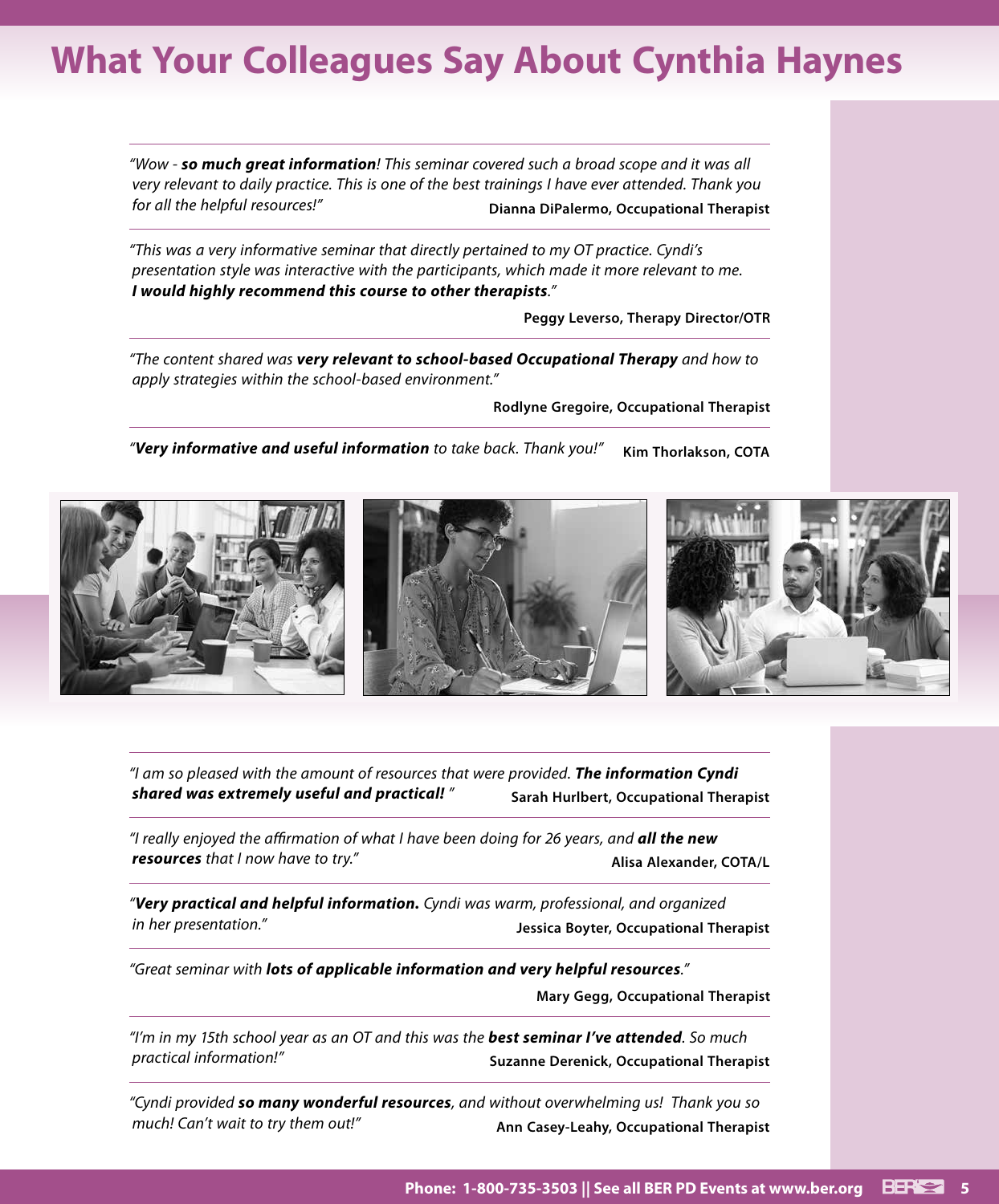# What Your Colleagues Say About Cynthia Haynes

"Wow - ***so much great information***! This seminar covered such a broad scope and it was all very relevant to daily practice. This is one of the best trainings I have ever attended. Thank you for all the helpful resources!"

**Dianna DiPalermo, Occupational Therapist**

---

"This was a very informative seminar that directly pertained to my OT practice. Cyndi's presentation style was interactive with the participants, which made it more relevant to me. ***I would highly recommend this course to other therapists***."

**Peggy Leverso, Therapy Director/OTR**

---

"The content shared was ***very relevant to school-based Occupational Therapy*** and how to apply strategies within the school-based environment."

**Rodlyne Gregoire, Occupational Therapist**

---

"***Very informative and useful information*** to take back. Thank you!"

**Kim Thorlakson, COTA**

---

"I am so pleased with the amount of resources that were provided. ***The information Cyndi shared was extremely useful and practical!***"

**Sarah Hurlbert, Occupational Therapist**

---

"I really enjoyed the affirmation of what I have been doing for 26 years, and ***all the new resources*** that I now have to try."

**Alisa Alexander, COTA/L**

---

"***Very practical and helpful information.*** Cyndi was warm, professional, and organized in her presentation."

**Jessica Boyter, Occupational Therapist**

---

"Great seminar with ***lots of applicable information and very helpful resources***."

**Mary Gegg, Occupational Therapist**

---

"I'm in my 15th school year as an OT and this was the ***best seminar I've attended***. So much practical information!"

**Suzanne Derenick, Occupational Therapist**

---

"Cyndi provided ***so many wonderful resources***, and without overwhelming us! Thank you so much! Can't wait to try them out!"

**Ann Casey-Leahy, Occupational Therapist**

**Phone: 1-800-735-3503 || See all BER PD Events at www.ber.org**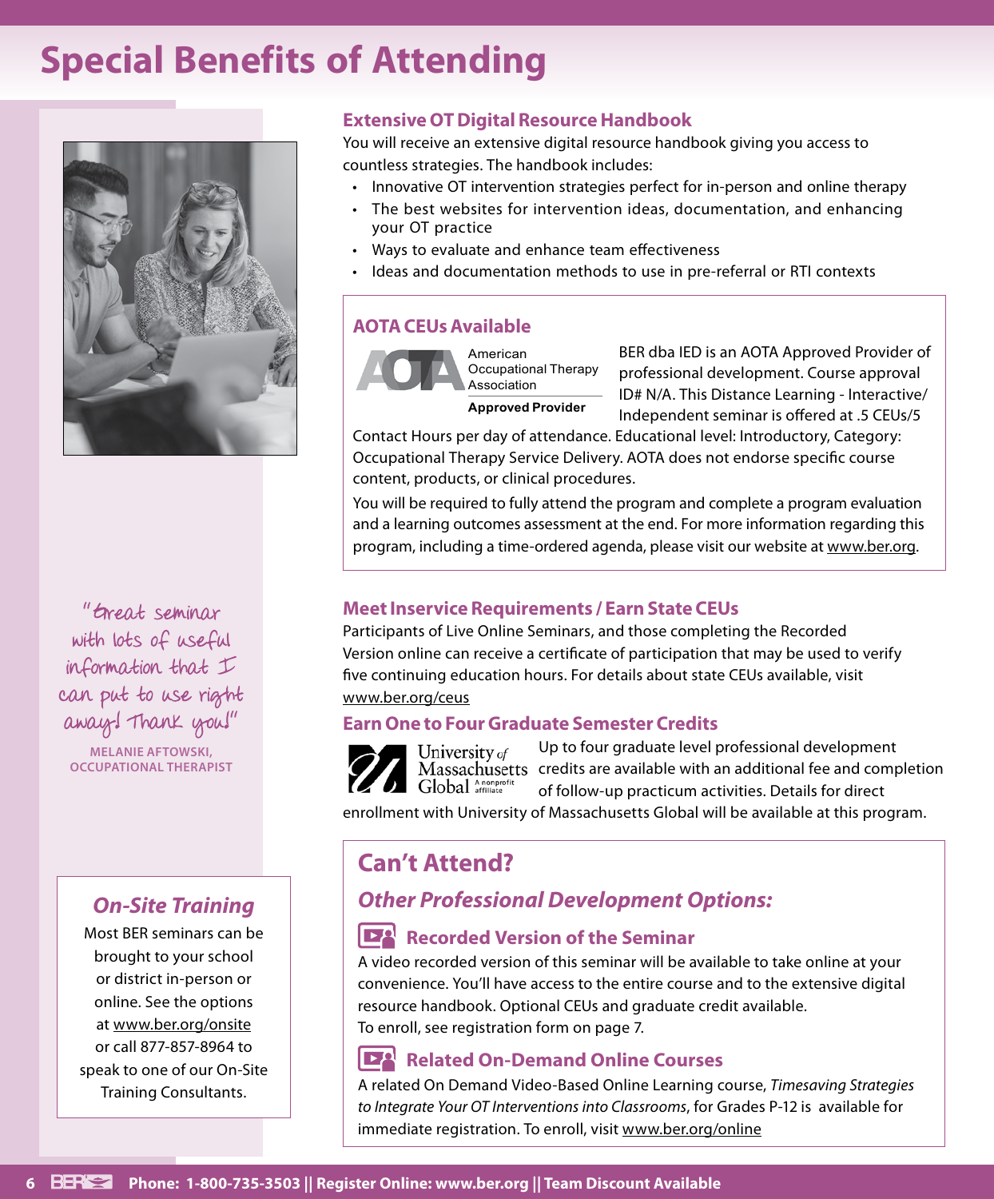# Special Benefits of Attending

### Extensive OT Digital Resource Handbook

You will receive an extensive digital resource handbook giving you access to countless strategies. The handbook includes:

- Innovative OT intervention strategies perfect for in-person and online therapy
- The best websites for intervention ideas, documentation, and enhancing your OT practice
- Ways to evaluate and enhance team effectiveness
- Ideas and documentation methods to use in pre-referral or RTI contexts

### AOTA CEUs Available

American Occupational Therapy Association
**Approved Provider**

BER dba IED is an AOTA Approved Provider of professional development. Course approval ID# N/A. This Distance Learning - Interactive/ Independent seminar is offered at .5 CEUs/5 Contact Hours per day of attendance. Educational level: Introductory, Category: Occupational Therapy Service Delivery. AOTA does not endorse specific course content, products, or clinical procedures.

You will be required to fully attend the program and complete a program evaluation and a learning outcomes assessment at the end. For more information regarding this program, including a time-ordered agenda, please visit our website at www.ber.org.

### Meet Inservice Requirements / Earn State CEUs

Participants of Live Online Seminars, and those completing the Recorded Version online can receive a certificate of participation that may be used to verify five continuing education hours. For details about state CEUs available, visit www.ber.org/ceus

### Earn One to Four Graduate Semester Credits

University of Massachusetts Global — A nonprofit affiliate

Up to four graduate level professional development credits are available with an additional fee and completion of follow-up practicum activities. Details for direct enrollment with University of Massachusetts Global will be available at this program.

"Great seminar with lots of useful information that I can put to use right away! Thank you!"

**MELANIE AFTOWSKI, OCCUPATIONAL THERAPIST**

## *On-Site Training*

Most BER seminars can be brought to your school or district in-person or online. See the options at www.ber.org/onsite or call 877-857-8964 to speak to one of our On-Site Training Consultants.

## Can't Attend?

### *Other Professional Development Options:*

### Recorded Version of the Seminar

A video recorded version of this seminar will be available to take online at your convenience. You'll have access to the entire course and to the extensive digital resource handbook. Optional CEUs and graduate credit available.
To enroll, see registration form on page 7.

### Related On-Demand Online Courses

A related On Demand Video-Based Online Learning course, *Timesaving Strategies to Integrate Your OT Interventions into Classrooms*, for Grades P-12 is available for immediate registration. To enroll, visit www.ber.org/online

**Phone: 1-800-735-3503 || Register Online: www.ber.org || Team Discount Available**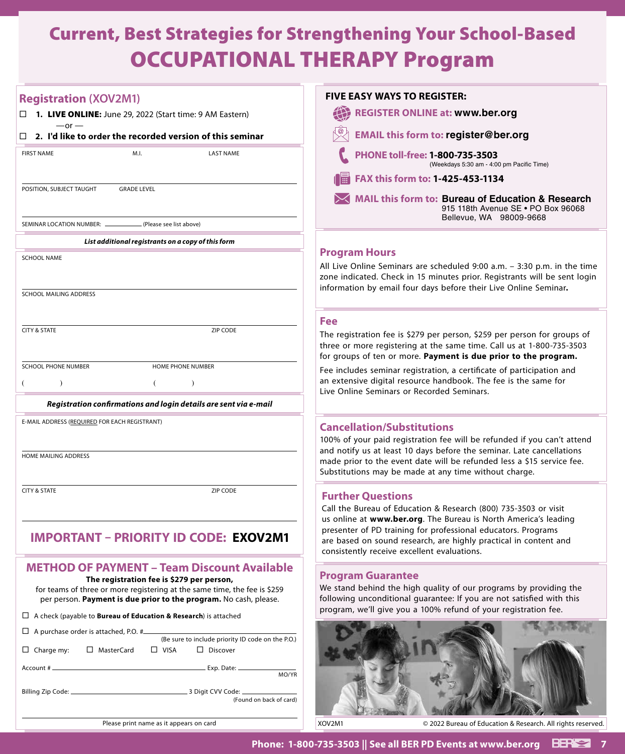# Current, Best Strategies for Strengthening Your School-Based OCCUPATIONAL THERAPY Program

## Registration (XOV2M1)

☐ **1. LIVE ONLINE:** June 29, 2022 (Start time: 9 AM Eastern)

—or —

☐ **2. I'd like to order the recorded version of this seminar**

FIRST NAME M.I. LAST NAME

POSITION, SUBJECT TAUGHT GRADE LEVEL

SEMINAR LOCATION NUMBER: ________ (Please see list above)

***List additional registrants on a copy of this form***

SCHOOL NAME

SCHOOL MAILING ADDRESS

CITY & STATE ZIP CODE

SCHOOL PHONE NUMBER ( ) HOME PHONE NUMBER ( )

***Registration confirmations and login details are sent via e-mail***

E-MAIL ADDRESS (REQUIRED FOR EACH REGISTRANT)

HOME MAILING ADDRESS

CITY & STATE ZIP CODE

## IMPORTANT – PRIORITY ID CODE: EXOV2M1

## METHOD OF PAYMENT – Team Discount Available

**The registration fee is $279 per person,** for teams of three or more registering at the same time, the fee is $259 per person. **Payment is due prior to the program.** No cash, please.

☐ A check (payable to **Bureau of Education & Research**) is attached

☐ A purchase order is attached, P.O. # ________ (Be sure to include priority ID code on the P.O.)

☐ Charge my: ☐ MasterCard ☐ VISA ☐ Discover

Account # ________ Exp. Date: ________ MO/YR

Billing Zip Code: ________ 3 Digit CVV Code: ________ (Found on back of card)

Please print name as it appears on card

### FIVE EASY WAYS TO REGISTER:

- **REGISTER ONLINE at: www.ber.org**
- **EMAIL this form to: register@ber.org**
- **PHONE toll-free: 1-800-735-3503** (Weekdays 5:30 am - 4:00 pm Pacific Time)
- **FAX this form to: 1-425-453-1134**
- **MAIL this form to: Bureau of Education & Research**
  915 118th Avenue SE • PO Box 96068
  Bellevue, WA 98009-9668

## Program Hours

All Live Online Seminars are scheduled 9:00 a.m. – 3:30 p.m. in the time zone indicated. Check in 15 minutes prior. Registrants will be sent login information by email four days before their Live Online Seminar**.**

## Fee

The registration fee is $279 per person, $259 per person for groups of three or more registering at the same time. Call us at 1-800-735-3503 for groups of ten or more. **Payment is due prior to the program.**

Fee includes seminar registration, a certificate of participation and an extensive digital resource handbook. The fee is the same for Live Online Seminars or Recorded Seminars.

## Cancellation/Substitutions

100% of your paid registration fee will be refunded if you can't attend and notify us at least 10 days before the seminar. Late cancellations made prior to the event date will be refunded less a $15 service fee. Substitutions may be made at any time without charge.

## Further Questions

Call the Bureau of Education & Research (800) 735-3503 or visit us online at **www.ber.org**. The Bureau is North America's leading presenter of PD training for professional educators. Programs are based on sound research, are highly practical in content and consistently receive excellent evaluations.

## Program Guarantee

We stand behind the high quality of our programs by providing the following unconditional guarantee: If you are not satisfied with this program, we'll give you a 100% refund of your registration fee.

XOV2M1 © 2022 Bureau of Education & Research. All rights reserved.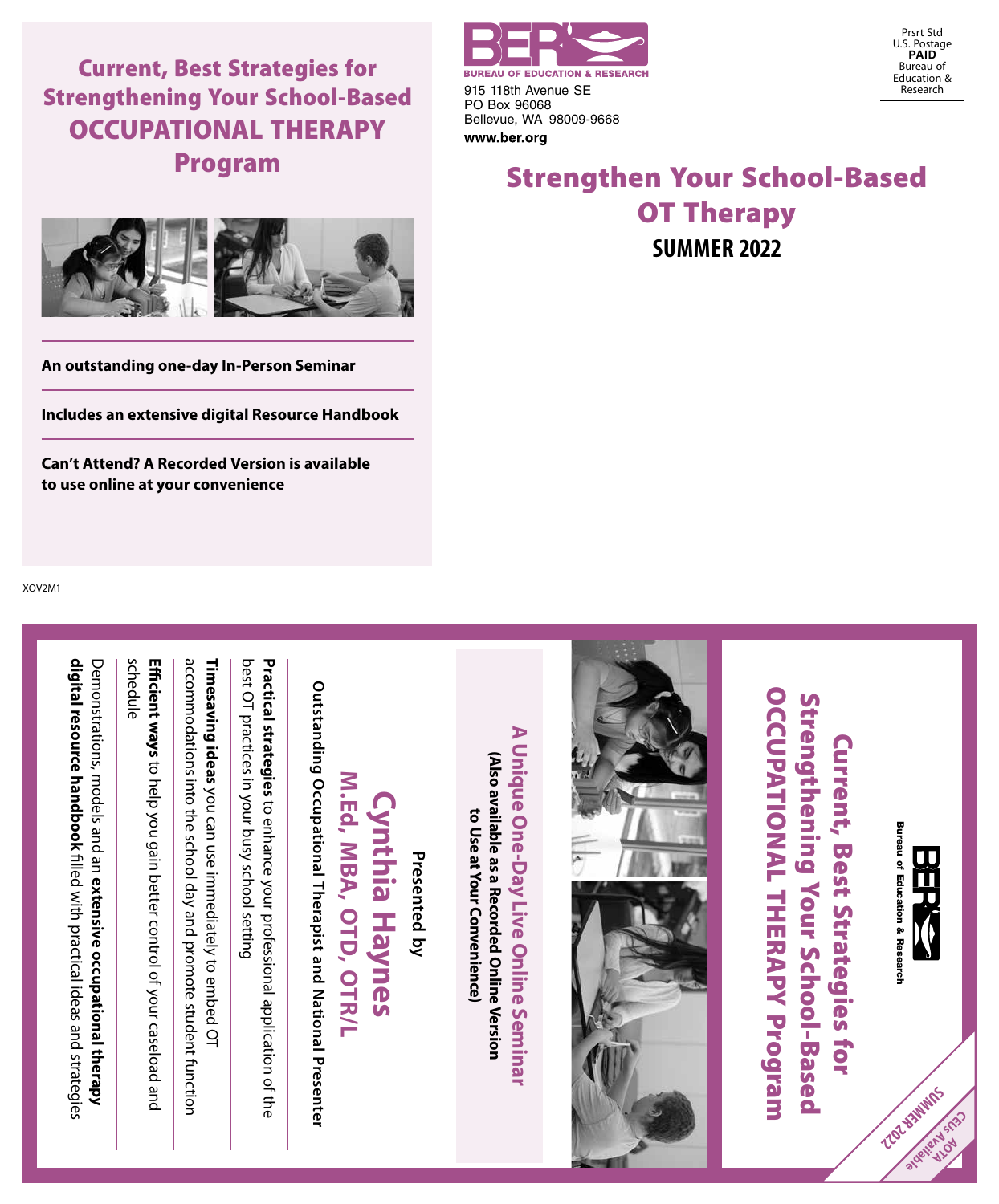# Current, Best Strategies for Strengthening Your School-Based OCCUPATIONAL THERAPY Program

**An outstanding one-day In-Person Seminar**

**Includes an extensive digital Resource Handbook**

**Can't Attend? A Recorded Version is available to use online at your convenience**

XOV2M1

BER BUREAU OF EDUCATION & RESEARCH
915 118th Avenue SE
PO Box 96068
Bellevue, WA 98009-9668
**www.ber.org**

Prsrt Std
U.S. Postage
**PAID**
Bureau of Education & Research

## Strengthen Your School-Based OT Therapy

**SUMMER 2022**

Bureau of Education & Research

SUMMER 2022
CEUs Available
AOTA

# Current, Best Strategies for Strengthening Your School-Based OCCUPATIONAL THERAPY Program

**A Unique One-Day Live Online Seminar**
**(Also available as a Recorded Online Version to Use at Your Convenience)**

Presented by
## Cynthia Haynes
## M.Ed, MBA, OTD, OTR/L

**Outstanding Occupational Therapist and National Presenter**

**Practical strategies** to enhance your professional application of the best OT practices in your busy school setting

**Timesaving ideas** you can use immediately to embed OT accommodations into the school day and promote student function

**Efficient ways** to help you gain better control of your caseload and schedule

Demonstrations, models and an **extensive occupational therapy digital resource handbook** filled with practical ideas and strategies